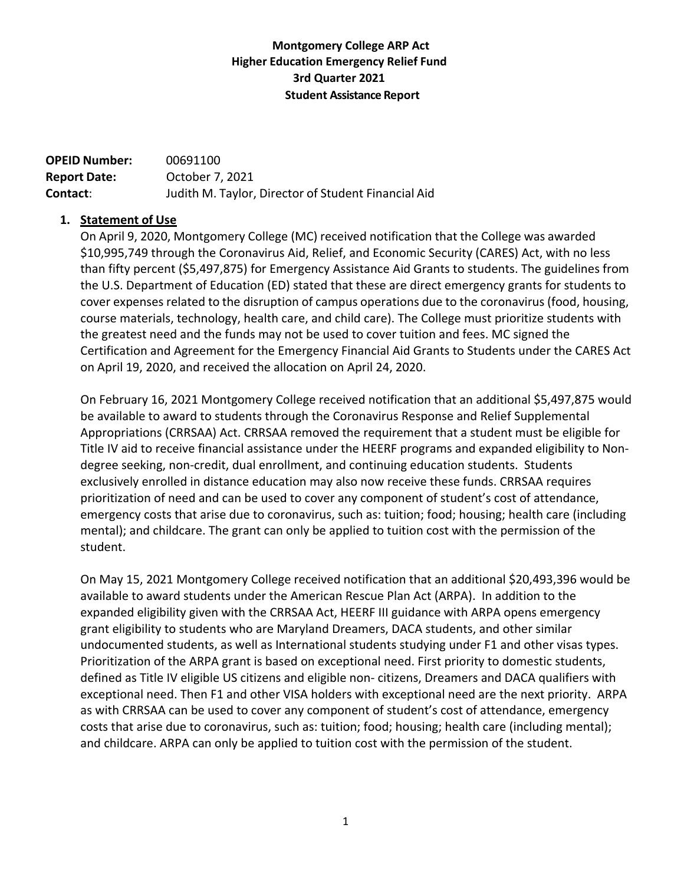# Montgomery College ARP Act
# Higher Education Emergency Relief Fund
# 3rd Quarter 2021
# Student Assistance Report

**OPEID Number:** 00691100
**Report Date:** October 7, 2021
**Contact**: Judith M. Taylor, Director of Student Financial Aid

## 1. Statement of Use

On April 9, 2020, Montgomery College (MC) received notification that the College was awarded $10,995,749 through the Coronavirus Aid, Relief, and Economic Security (CARES) Act, with no less than fifty percent ($5,497,875) for Emergency Assistance Aid Grants to students. The guidelines from the U.S. Department of Education (ED) stated that these are direct emergency grants for students to cover expenses related to the disruption of campus operations due to the coronavirus (food, housing, course materials, technology, health care, and child care). The College must prioritize students with the greatest need and the funds may not be used to cover tuition and fees. MC signed the Certification and Agreement for the Emergency Financial Aid Grants to Students under the CARES Act on April 19, 2020, and received the allocation on April 24, 2020.

On February 16, 2021 Montgomery College received notification that an additional $5,497,875 would be available to award to students through the Coronavirus Response and Relief Supplemental Appropriations (CRRSAA) Act. CRRSAA removed the requirement that a student must be eligible for Title IV aid to receive financial assistance under the HEERF programs and expanded eligibility to Non-degree seeking, non-credit, dual enrollment, and continuing education students. Students exclusively enrolled in distance education may also now receive these funds. CRRSAA requires prioritization of need and can be used to cover any component of student's cost of attendance, emergency costs that arise due to coronavirus, such as: tuition; food; housing; health care (including mental); and childcare. The grant can only be applied to tuition cost with the permission of the student.

On May 15, 2021 Montgomery College received notification that an additional $20,493,396 would be available to award students under the American Rescue Plan Act (ARPA). In addition to the expanded eligibility given with the CRRSAA Act, HEERF III guidance with ARPA opens emergency grant eligibility to students who are Maryland Dreamers, DACA students, and other similar undocumented students, as well as International students studying under F1 and other visas types. Prioritization of the ARPA grant is based on exceptional need. First priority to domestic students, defined as Title IV eligible US citizens and eligible non- citizens, Dreamers and DACA qualifiers with exceptional need. Then F1 and other VISA holders with exceptional need are the next priority. ARPA as with CRRSAA can be used to cover any component of student's cost of attendance, emergency costs that arise due to coronavirus, such as: tuition; food; housing; health care (including mental); and childcare. ARPA can only be applied to tuition cost with the permission of the student.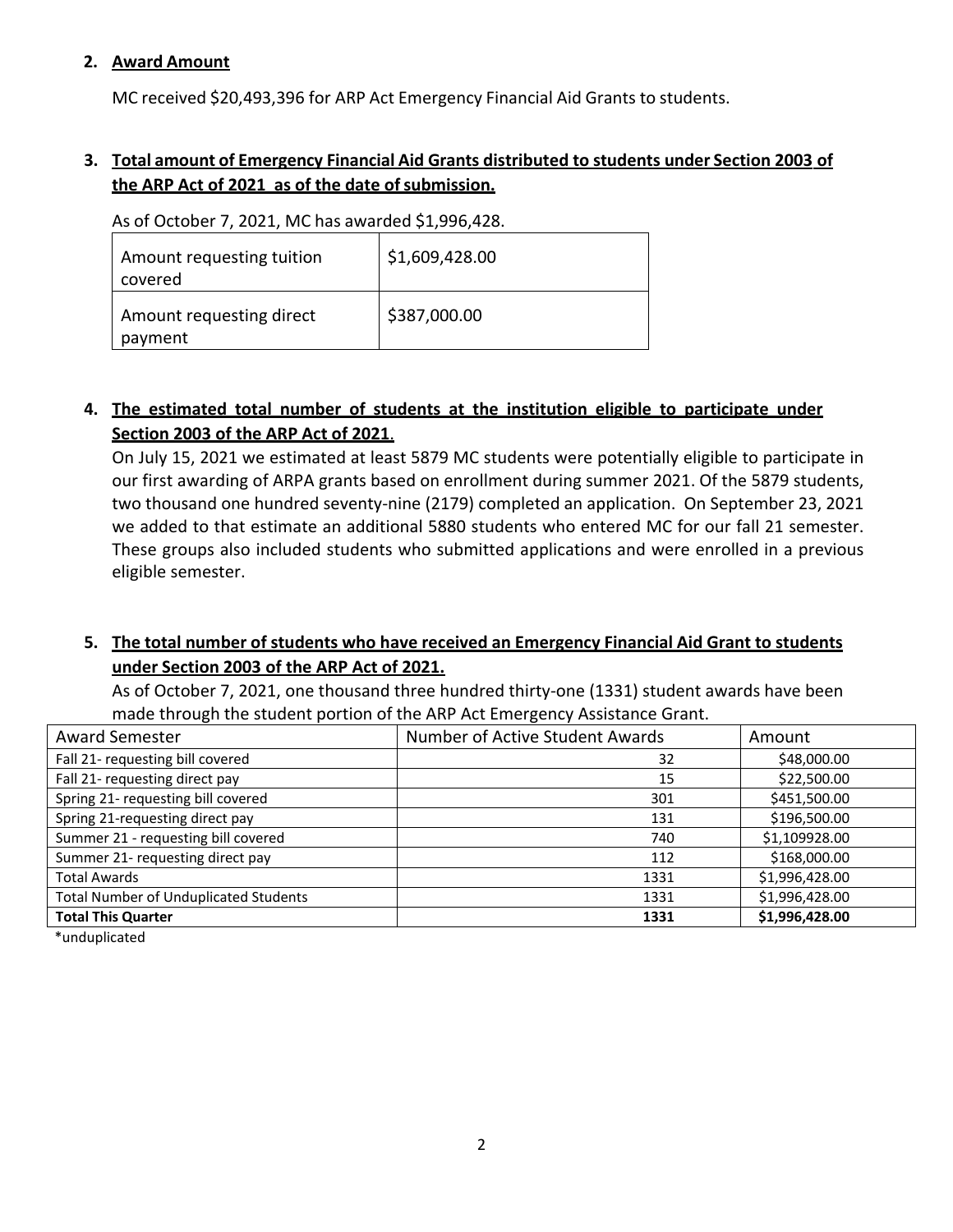**2. Award Amount**

MC received $20,493,396 for ARP Act Emergency Financial Aid Grants to students.

**3. Total amount of Emergency Financial Aid Grants distributed to students under Section 2003 of the ARP Act of 2021 as of the date of submission.**

As of October 7, 2021, MC has awarded $1,996,428.

| Amount requesting tuition covered | $1,609,428.00 |
|---|---|
| Amount requesting direct payment | $387,000.00 |

**4. The estimated total number of students at the institution eligible to participate under Section 2003 of the ARP Act of 2021.**

On July 15, 2021 we estimated at least 5879 MC students were potentially eligible to participate in our first awarding of ARPA grants based on enrollment during summer 2021. Of the 5879 students, two thousand one hundred seventy-nine (2179) completed an application. On September 23, 2021 we added to that estimate an additional 5880 students who entered MC for our fall 21 semester. These groups also included students who submitted applications and were enrolled in a previous eligible semester.

**5. The total number of students who have received an Emergency Financial Aid Grant to students under Section 2003 of the ARP Act of 2021.**

As of October 7, 2021, one thousand three hundred thirty-one (1331) student awards have been made through the student portion of the ARP Act Emergency Assistance Grant.

| Award Semester | Number of Active Student Awards | Amount |
|---|---|---|
| Fall 21- requesting bill covered | 32 | $48,000.00 |
| Fall 21- requesting direct pay | 15 | $22,500.00 |
| Spring 21- requesting bill covered | 301 | $451,500.00 |
| Spring 21-requesting direct pay | 131 | $196,500.00 |
| Summer 21 - requesting bill covered | 740 | $1,109928.00 |
| Summer 21- requesting direct pay | 112 | $168,000.00 |
| Total Awards | 1331 | $1,996,428.00 |
| Total Number of Unduplicated Students | 1331 | $1,996,428.00 |
| **Total This Quarter** | **1331** | **$1,996,428.00** |

*unduplicated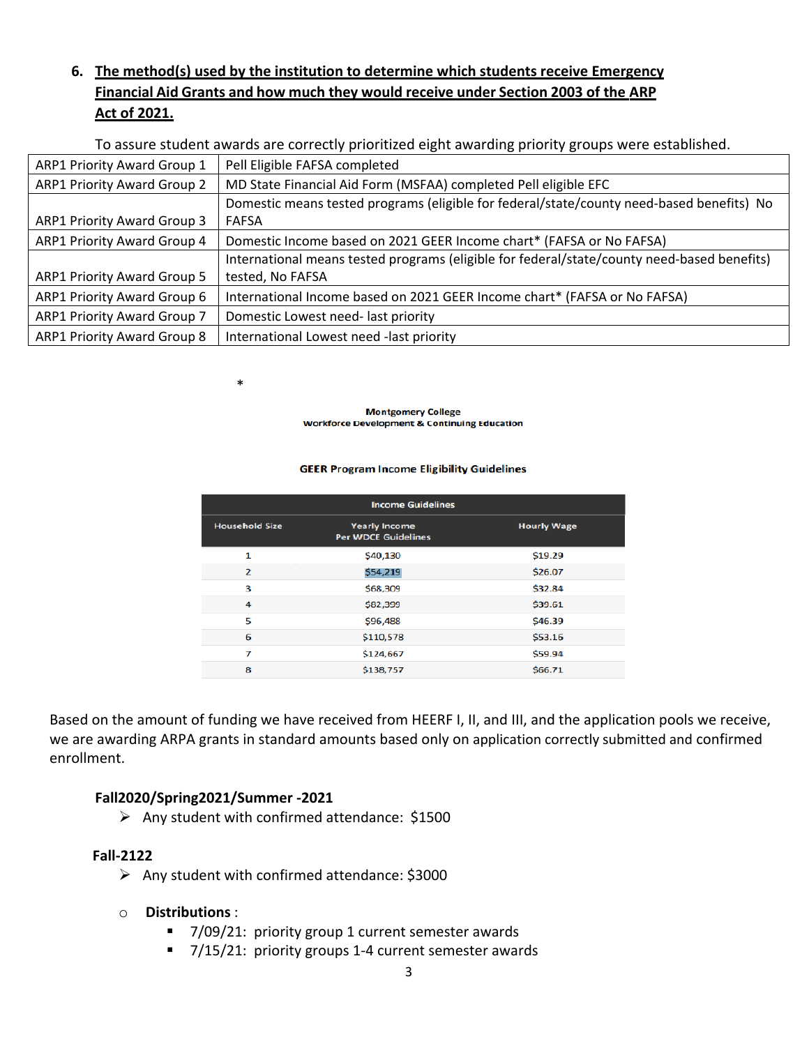6. **The method(s) used by the institution to determine which students receive Emergency Financial Aid Grants and how much they would receive under Section 2003 of the ARP Act of 2021.**

To assure student awards are correctly prioritized eight awarding priority groups were established.

| | |
|---|---|
| ARP1 Priority Award Group 1 | Pell Eligible FAFSA completed |
| ARP1 Priority Award Group 2 | MD State Financial Aid Form (MSFAA) completed Pell eligible EFC |
| ARP1 Priority Award Group 3 | Domestic means tested programs (eligible for federal/state/county need-based benefits) No FAFSA |
| ARP1 Priority Award Group 4 | Domestic Income based on 2021 GEER Income chart* (FAFSA or No FAFSA) |
| ARP1 Priority Award Group 5 | International means tested programs (eligible for federal/state/county need-based benefits) tested, No FAFSA |
| ARP1 Priority Award Group 6 | International Income based on 2021 GEER Income chart* (FAFSA or No FAFSA) |
| ARP1 Priority Award Group 7 | Domestic Lowest need- last priority |
| ARP1 Priority Award Group 8 | International Lowest need -last priority |

*

**Montgomery College**
**Workforce Development & Continuing Education**

**GEER Program Income Eligibility Guidelines**

| Income Guidelines | | |
|---|---|---|
| Household Size | Yearly Income Per WDCE Guidelines | Hourly Wage |
| 1 | $40,130 | $19.29 |
| 2 | $54,219 | $26.07 |
| 3 | $68,309 | $32.84 |
| 4 | $82,399 | $39.61 |
| 5 | $96,488 | $46.39 |
| 6 | $110,578 | $53.16 |
| 7 | $124,667 | $59.94 |
| 8 | $138,757 | $66.71 |

Based on the amount of funding we have received from HEERF I, II, and III, and the application pools we receive, we are awarding ARPA grants in standard amounts based only on application correctly submitted and confirmed enrollment.

**Fall2020/Spring2021/Summer -2021**

- Any student with confirmed attendance: $1500

**Fall-2122**

- Any student with confirmed attendance: $3000

- **Distributions** :
  - 7/09/21: priority group 1 current semester awards
  - 7/15/21: priority groups 1-4 current semester awards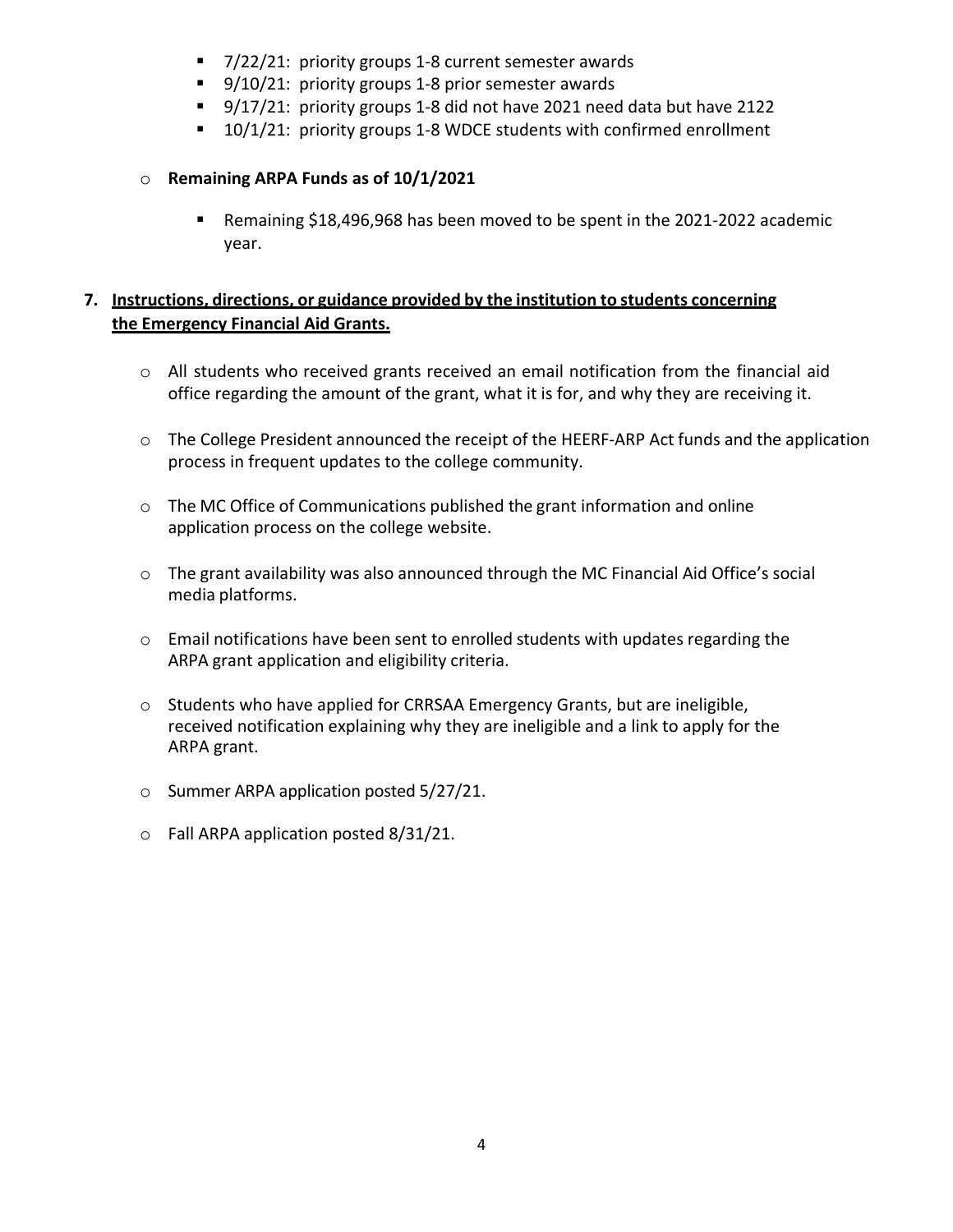- 7/22/21: priority groups 1-8 current semester awards
- 9/10/21: priority groups 1-8 prior semester awards
- 9/17/21: priority groups 1-8 did not have 2021 need data but have 2122
- 10/1/21: priority groups 1-8 WDCE students with confirmed enrollment

- **Remaining ARPA Funds as of 10/1/2021**
  - Remaining $18,496,968 has been moved to be spent in the 2021-2022 academic year.

**7. Instructions, directions, or guidance provided by the institution to students concerning the Emergency Financial Aid Grants.**

- All students who received grants received an email notification from the financial aid office regarding the amount of the grant, what it is for, and why they are receiving it.
- The College President announced the receipt of the HEERF-ARP Act funds and the application process in frequent updates to the college community.
- The MC Office of Communications published the grant information and online application process on the college website.
- The grant availability was also announced through the MC Financial Aid Office's social media platforms.
- Email notifications have been sent to enrolled students with updates regarding the ARPA grant application and eligibility criteria.
- Students who have applied for CRRSAA Emergency Grants, but are ineligible, received notification explaining why they are ineligible and a link to apply for the ARPA grant.
- Summer ARPA application posted 5/27/21.
- Fall ARPA application posted 8/31/21.